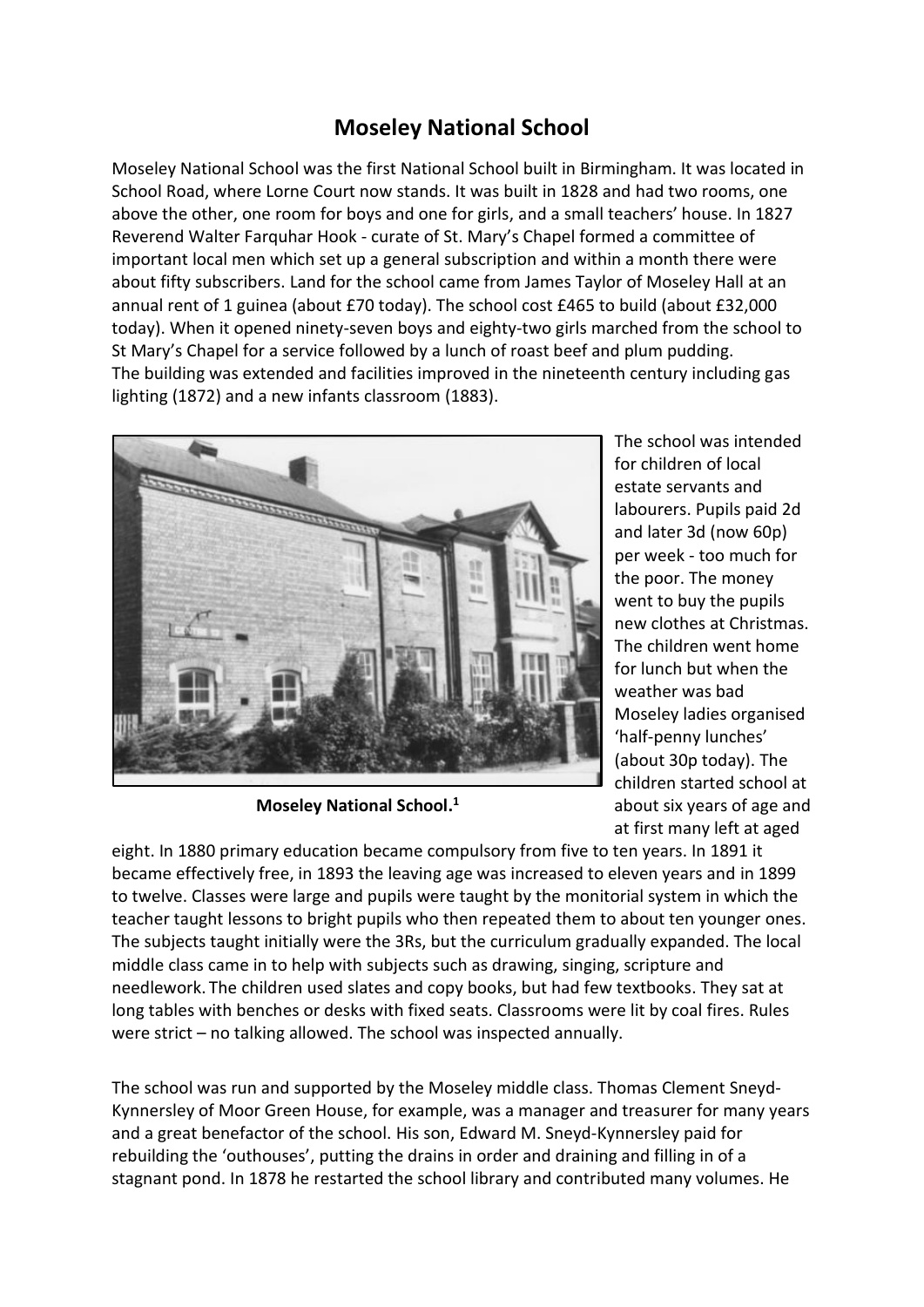# Moseley National School

Moseley National School was the first National School built in Birmingham. It was located in School Road, where Lorne Court now stands. It was built in 1828 and had two rooms, one above the other, one room for boys and one for girls, and a small teachers' house. In 1827 Reverend Walter Farquhar Hook - curate of St. Mary's Chapel formed a committee of important local men which set up a general subscription and within a month there were about fifty subscribers. Land for the school came from James Taylor of Moseley Hall at an annual rent of 1 guinea (about £70 today). The school cost £465 to build (about £32,000 today). When it opened ninety-seven boys and eighty-two girls marched from the school to St Mary's Chapel for a service followed by a lunch of roast beef and plum pudding.
The building was extended and facilities improved in the nineteenth century including gas lighting (1872) and a new infants classroom (1883).

**Moseley National School.**[1]

The school was intended for children of local estate servants and labourers. Pupils paid 2d and later 3d (now 60p) per week - too much for the poor. The money went to buy the pupils new clothes at Christmas. The children went home for lunch but when the weather was bad Moseley ladies organised 'half-penny lunches' (about 30p today). The children started school at about six years of age and at first many left at aged eight. In 1880 primary education became compulsory from five to ten years. In 1891 it became effectively free, in 1893 the leaving age was increased to eleven years and in 1899 to twelve. Classes were large and pupils were taught by the monitorial system in which the teacher taught lessons to bright pupils who then repeated them to about ten younger ones. The subjects taught initially were the 3Rs, but the curriculum gradually expanded. The local middle class came in to help with subjects such as drawing, singing, scripture and needlework. The children used slates and copy books, but had few textbooks. They sat at long tables with benches or desks with fixed seats. Classrooms were lit by coal fires. Rules were strict – no talking allowed. The school was inspected annually.

The school was run and supported by the Moseley middle class. Thomas Clement Sneyd-Kynnersley of Moor Green House, for example, was a manager and treasurer for many years and a great benefactor of the school. His son, Edward M. Sneyd-Kynnersley paid for rebuilding the 'outhouses', putting the drains in order and draining and filling in of a stagnant pond. In 1878 he restarted the school library and contributed many volumes. He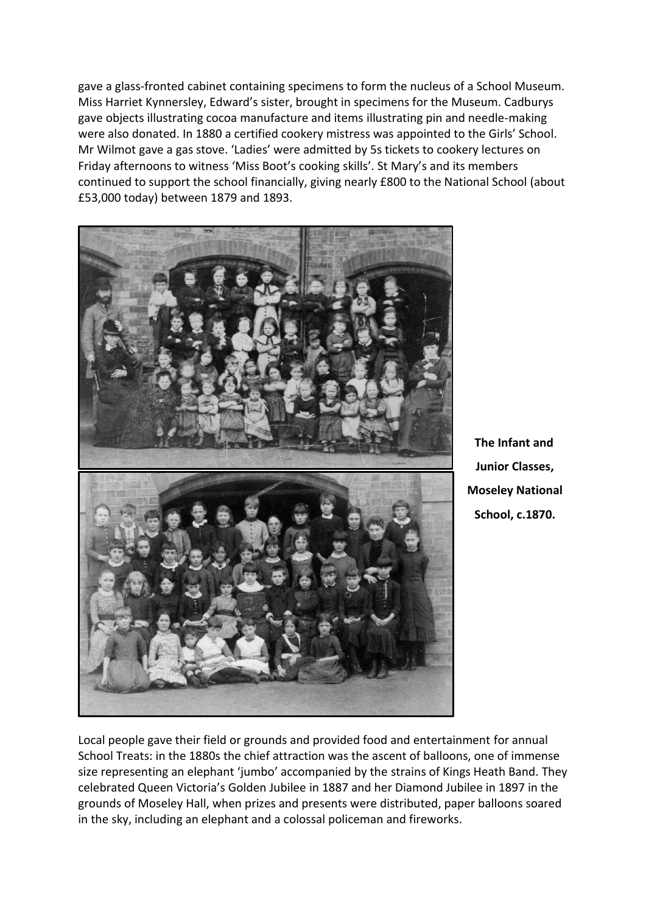gave a glass-fronted cabinet containing specimens to form the nucleus of a School Museum. Miss Harriet Kynnersley, Edward's sister, brought in specimens for the Museum. Cadburys gave objects illustrating cocoa manufacture and items illustrating pin and needle-making were also donated. In 1880 a certified cookery mistress was appointed to the Girls' School. Mr Wilmot gave a gas stove. 'Ladies' were admitted by 5s tickets to cookery lectures on Friday afternoons to witness 'Miss Boot's cooking skills'. St Mary's and its members continued to support the school financially, giving nearly £800 to the National School (about £53,000 today) between 1879 and 1893.

**The Infant and Junior Classes, Moseley National School, c.1870.**

Local people gave their field or grounds and provided food and entertainment for annual School Treats: in the 1880s the chief attraction was the ascent of balloons, one of immense size representing an elephant 'jumbo' accompanied by the strains of Kings Heath Band. They celebrated Queen Victoria's Golden Jubilee in 1887 and her Diamond Jubilee in 1897 in the grounds of Moseley Hall, when prizes and presents were distributed, paper balloons soared in the sky, including an elephant and a colossal policeman and fireworks.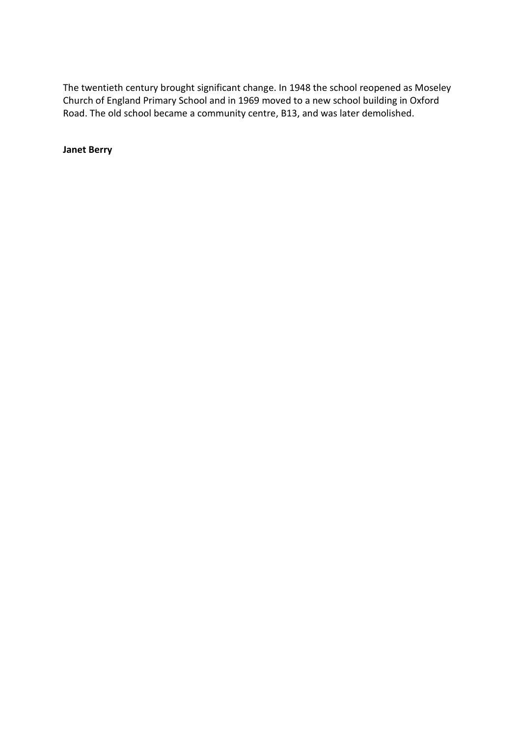The twentieth century brought significant change. In 1948 the school reopened as Moseley Church of England Primary School and in 1969 moved to a new school building in Oxford Road. The old school became a community centre, B13, and was later demolished.

**Janet Berry**